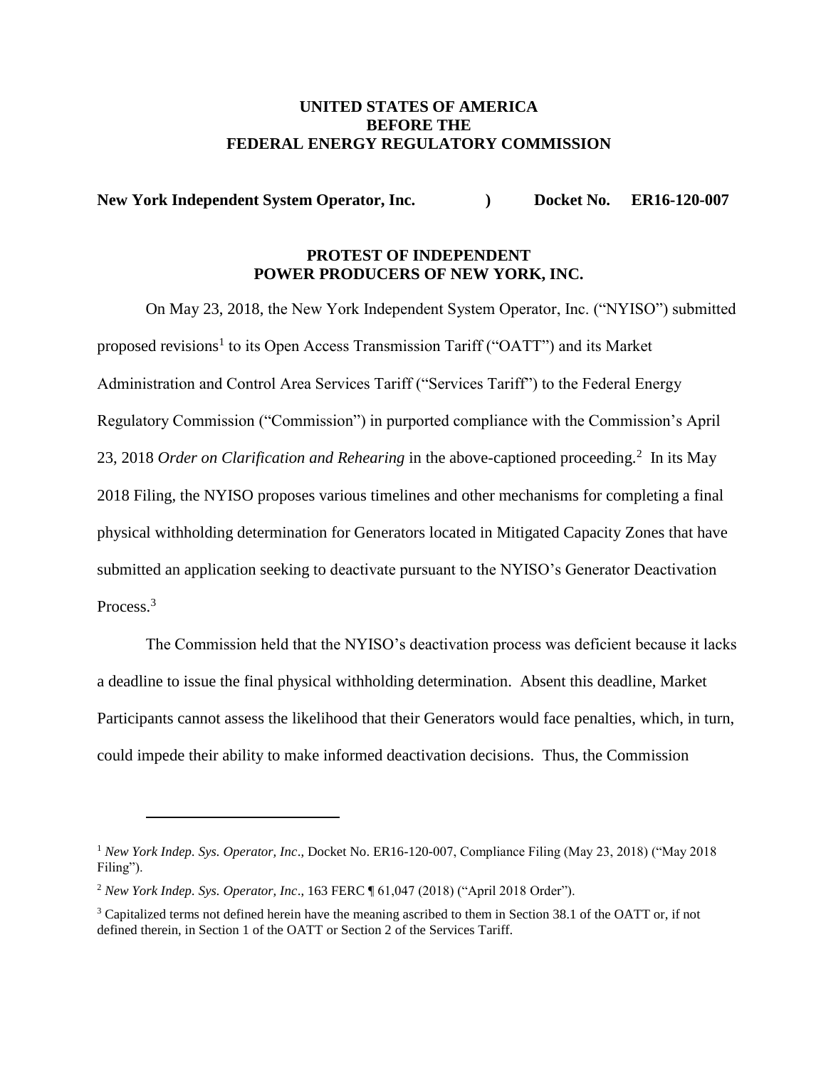**UNITED STATES OF AMERICA**
**BEFORE THE**
**FEDERAL ENERGY REGULATORY COMMISSION**

**New York Independent System Operator, Inc. ) Docket No. ER16-120-007**

**PROTEST OF INDEPENDENT POWER PRODUCERS OF NEW YORK, INC.**

On May 23, 2018, the New York Independent System Operator, Inc. ("NYISO") submitted proposed revisions[1] to its Open Access Transmission Tariff ("OATT") and its Market Administration and Control Area Services Tariff ("Services Tariff") to the Federal Energy Regulatory Commission ("Commission") in purported compliance with the Commission's April 23, 2018 *Order on Clarification and Rehearing* in the above-captioned proceeding.[2] In its May 2018 Filing, the NYISO proposes various timelines and other mechanisms for completing a final physical withholding determination for Generators located in Mitigated Capacity Zones that have submitted an application seeking to deactivate pursuant to the NYISO's Generator Deactivation Process.[3]

The Commission held that the NYISO's deactivation process was deficient because it lacks a deadline to issue the final physical withholding determination. Absent this deadline, Market Participants cannot assess the likelihood that their Generators would face penalties, which, in turn, could impede their ability to make informed deactivation decisions. Thus, the Commission

---

[1] *New York Indep. Sys. Operator, Inc*., Docket No. ER16-120-007, Compliance Filing (May 23, 2018) ("May 2018 Filing").

[2] *New York Indep. Sys. Operator, Inc*., 163 FERC ¶ 61,047 (2018) ("April 2018 Order").

[3] Capitalized terms not defined herein have the meaning ascribed to them in Section 38.1 of the OATT or, if not defined therein, in Section 1 of the OATT or Section 2 of the Services Tariff.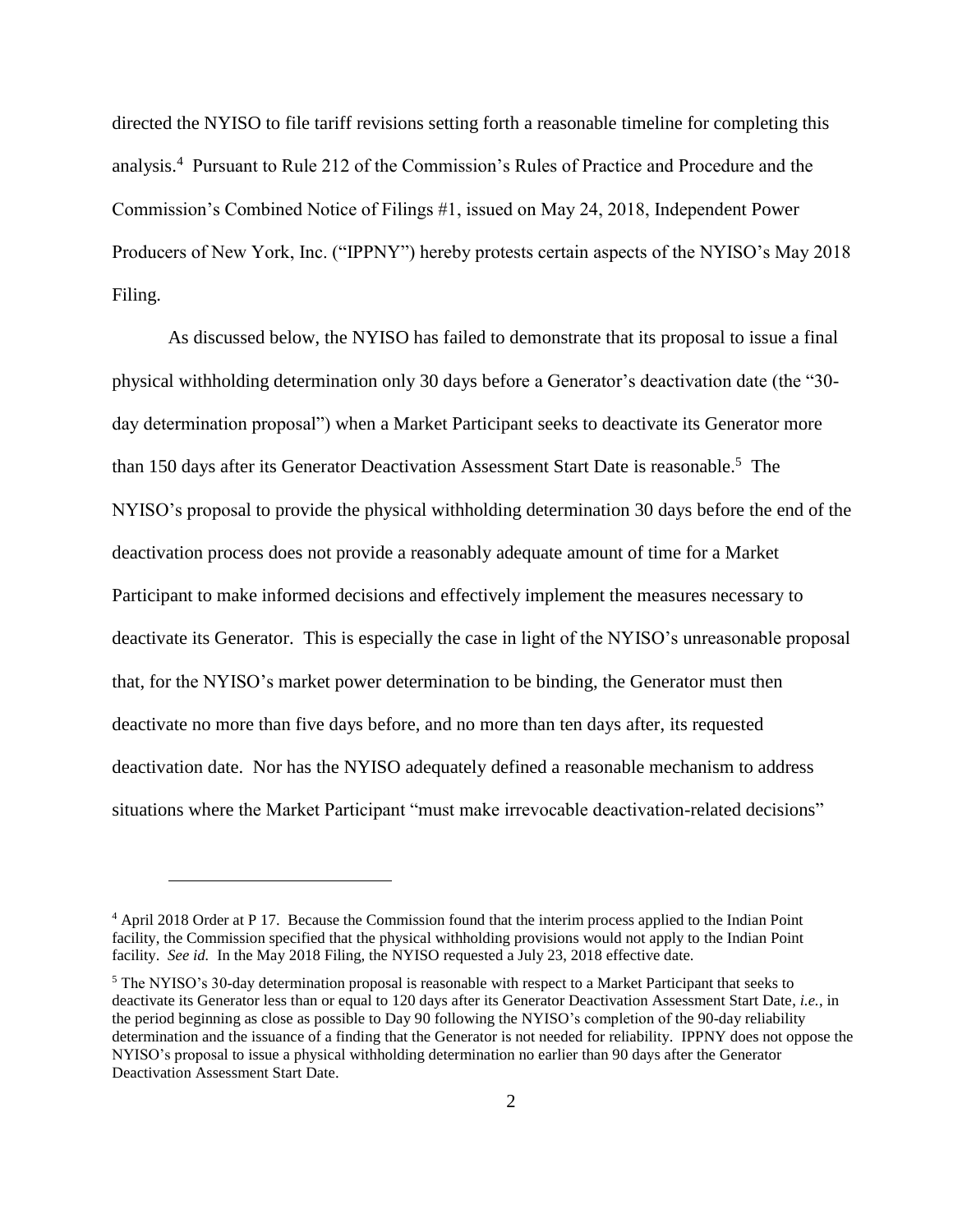directed the NYISO to file tariff revisions setting forth a reasonable timeline for completing this analysis.[4] Pursuant to Rule 212 of the Commission's Rules of Practice and Procedure and the Commission's Combined Notice of Filings #1, issued on May 24, 2018, Independent Power Producers of New York, Inc. ("IPPNY") hereby protests certain aspects of the NYISO's May 2018 Filing.

As discussed below, the NYISO has failed to demonstrate that its proposal to issue a final physical withholding determination only 30 days before a Generator's deactivation date (the "30-day determination proposal") when a Market Participant seeks to deactivate its Generator more than 150 days after its Generator Deactivation Assessment Start Date is reasonable.[5] The NYISO's proposal to provide the physical withholding determination 30 days before the end of the deactivation process does not provide a reasonably adequate amount of time for a Market Participant to make informed decisions and effectively implement the measures necessary to deactivate its Generator. This is especially the case in light of the NYISO's unreasonable proposal that, for the NYISO's market power determination to be binding, the Generator must then deactivate no more than five days before, and no more than ten days after, its requested deactivation date. Nor has the NYISO adequately defined a reasonable mechanism to address situations where the Market Participant "must make irrevocable deactivation-related decisions"

---

[4] April 2018 Order at P 17. Because the Commission found that the interim process applied to the Indian Point facility, the Commission specified that the physical withholding provisions would not apply to the Indian Point facility. *See id.* In the May 2018 Filing, the NYISO requested a July 23, 2018 effective date.

[5] The NYISO's 30-day determination proposal is reasonable with respect to a Market Participant that seeks to deactivate its Generator less than or equal to 120 days after its Generator Deactivation Assessment Start Date, *i.e.*, in the period beginning as close as possible to Day 90 following the NYISO's completion of the 90-day reliability determination and the issuance of a finding that the Generator is not needed for reliability. IPPNY does not oppose the NYISO's proposal to issue a physical withholding determination no earlier than 90 days after the Generator Deactivation Assessment Start Date.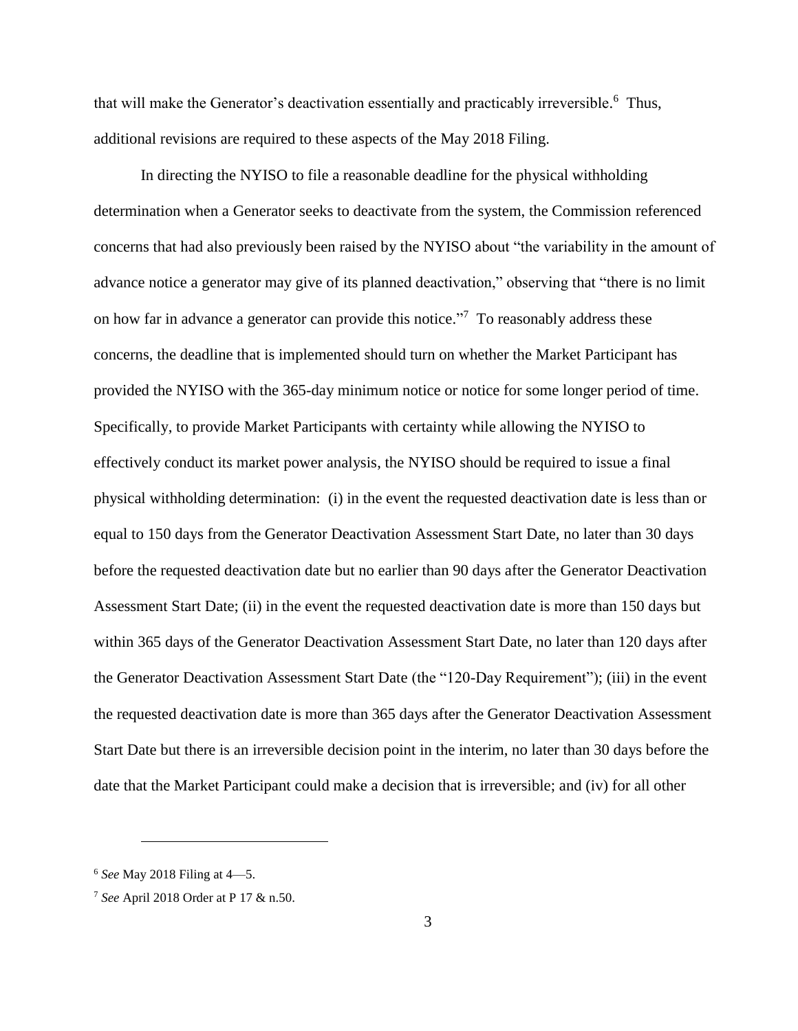that will make the Generator's deactivation essentially and practicably irreversible.[6] Thus, additional revisions are required to these aspects of the May 2018 Filing.

In directing the NYISO to file a reasonable deadline for the physical withholding determination when a Generator seeks to deactivate from the system, the Commission referenced concerns that had also previously been raised by the NYISO about "the variability in the amount of advance notice a generator may give of its planned deactivation," observing that "there is no limit on how far in advance a generator can provide this notice."[7] To reasonably address these concerns, the deadline that is implemented should turn on whether the Market Participant has provided the NYISO with the 365-day minimum notice or notice for some longer period of time. Specifically, to provide Market Participants with certainty while allowing the NYISO to effectively conduct its market power analysis, the NYISO should be required to issue a final physical withholding determination: (i) in the event the requested deactivation date is less than or equal to 150 days from the Generator Deactivation Assessment Start Date, no later than 30 days before the requested deactivation date but no earlier than 90 days after the Generator Deactivation Assessment Start Date; (ii) in the event the requested deactivation date is more than 150 days but within 365 days of the Generator Deactivation Assessment Start Date, no later than 120 days after the Generator Deactivation Assessment Start Date (the "120-Day Requirement"); (iii) in the event the requested deactivation date is more than 365 days after the Generator Deactivation Assessment Start Date but there is an irreversible decision point in the interim, no later than 30 days before the date that the Market Participant could make a decision that is irreversible; and (iv) for all other

---

[6] *See* May 2018 Filing at 4—5.

[7] *See* April 2018 Order at P 17 & n.50.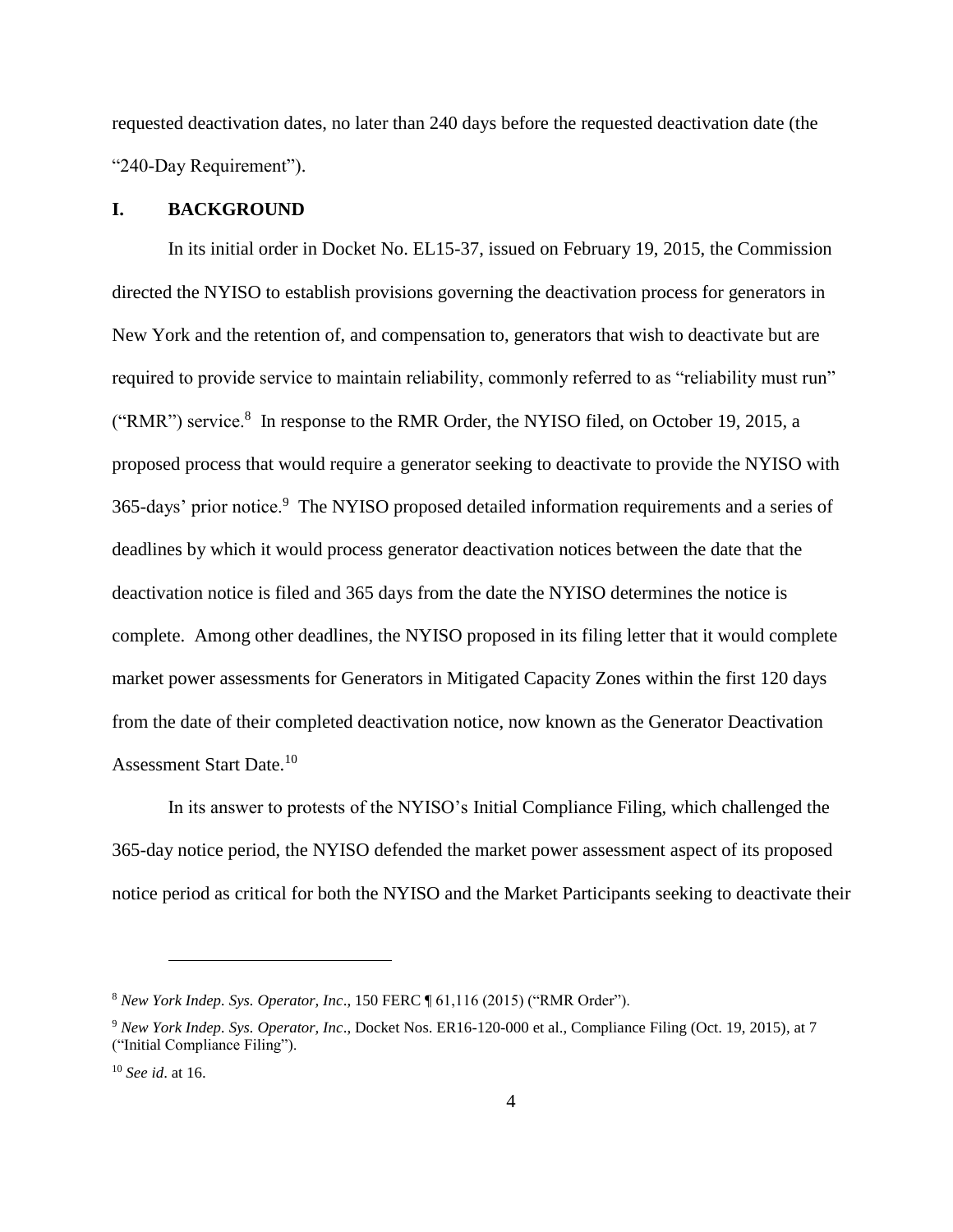requested deactivation dates, no later than 240 days before the requested deactivation date (the "240-Day Requirement").

## I. BACKGROUND

In its initial order in Docket No. EL15-37, issued on February 19, 2015, the Commission directed the NYISO to establish provisions governing the deactivation process for generators in New York and the retention of, and compensation to, generators that wish to deactivate but are required to provide service to maintain reliability, commonly referred to as "reliability must run" ("RMR") service.[8] In response to the RMR Order, the NYISO filed, on October 19, 2015, a proposed process that would require a generator seeking to deactivate to provide the NYISO with 365-days' prior notice.[9] The NYISO proposed detailed information requirements and a series of deadlines by which it would process generator deactivation notices between the date that the deactivation notice is filed and 365 days from the date the NYISO determines the notice is complete. Among other deadlines, the NYISO proposed in its filing letter that it would complete market power assessments for Generators in Mitigated Capacity Zones within the first 120 days from the date of their completed deactivation notice, now known as the Generator Deactivation Assessment Start Date.[10]

In its answer to protests of the NYISO's Initial Compliance Filing, which challenged the 365-day notice period, the NYISO defended the market power assessment aspect of its proposed notice period as critical for both the NYISO and the Market Participants seeking to deactivate their

---

[8] *New York Indep. Sys. Operator, Inc*., 150 FERC ¶ 61,116 (2015) ("RMR Order").

[9] *New York Indep. Sys. Operator, Inc*., Docket Nos. ER16-120-000 et al., Compliance Filing (Oct. 19, 2015), at 7 ("Initial Compliance Filing").

[10] *See id*. at 16.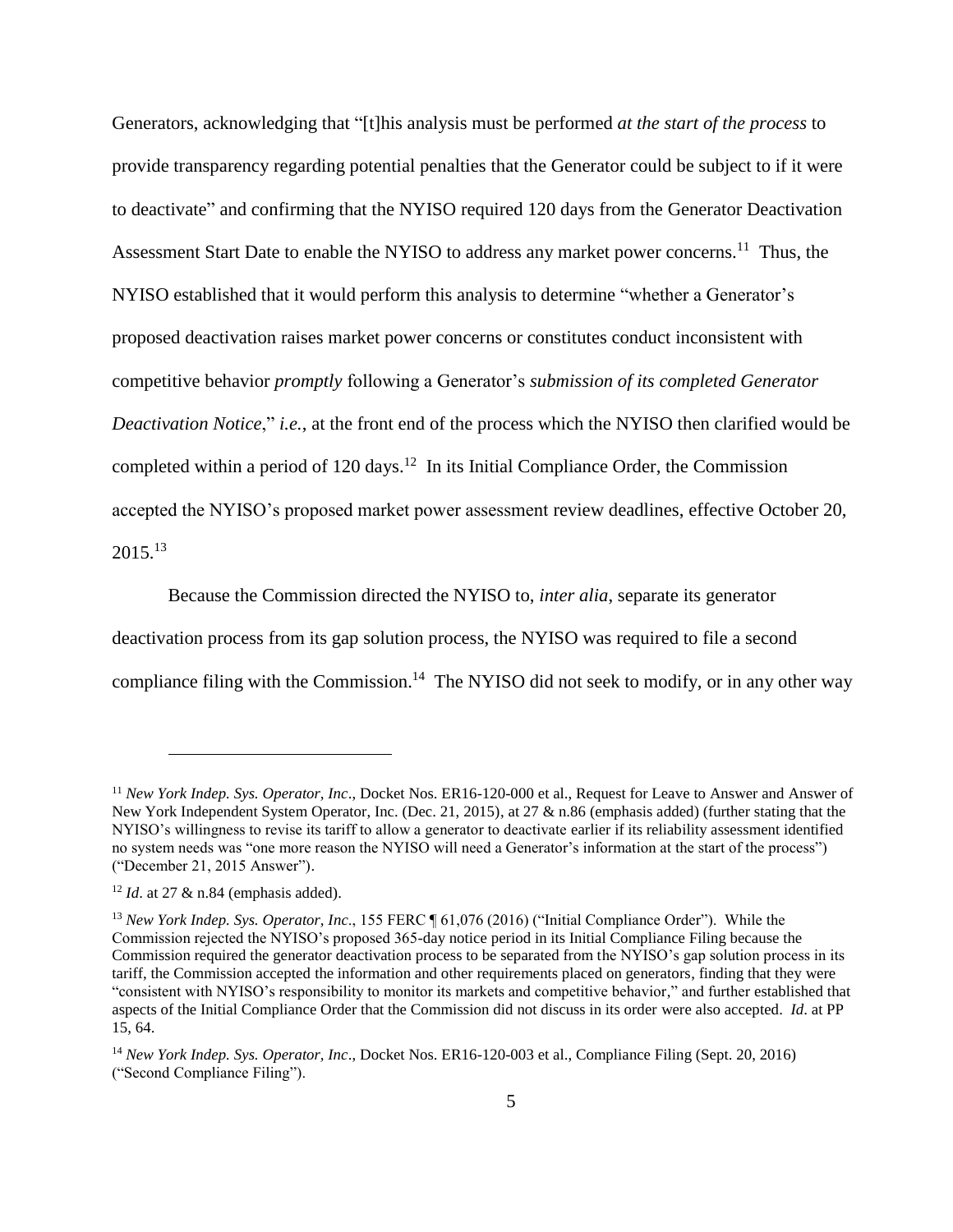Generators, acknowledging that "[t]his analysis must be performed *at the start of the process* to provide transparency regarding potential penalties that the Generator could be subject to if it were to deactivate" and confirming that the NYISO required 120 days from the Generator Deactivation Assessment Start Date to enable the NYISO to address any market power concerns.[11] Thus, the NYISO established that it would perform this analysis to determine "whether a Generator's proposed deactivation raises market power concerns or constitutes conduct inconsistent with competitive behavior *promptly* following a Generator's *submission of its completed Generator Deactivation Notice*," *i.e.*, at the front end of the process which the NYISO then clarified would be completed within a period of 120 days.[12] In its Initial Compliance Order, the Commission accepted the NYISO's proposed market power assessment review deadlines, effective October 20, 2015.[13]

Because the Commission directed the NYISO to, *inter alia*, separate its generator deactivation process from its gap solution process, the NYISO was required to file a second compliance filing with the Commission.[14] The NYISO did not seek to modify, or in any other way

---

[11] *New York Indep. Sys. Operator, Inc*., Docket Nos. ER16-120-000 et al., Request for Leave to Answer and Answer of New York Independent System Operator, Inc. (Dec. 21, 2015), at 27 & n.86 (emphasis added) (further stating that the NYISO's willingness to revise its tariff to allow a generator to deactivate earlier if its reliability assessment identified no system needs was "one more reason the NYISO will need a Generator's information at the start of the process") ("December 21, 2015 Answer").

[12] *Id*. at 27 & n.84 (emphasis added).

[13] *New York Indep. Sys. Operator, Inc*., 155 FERC ¶ 61,076 (2016) ("Initial Compliance Order"). While the Commission rejected the NYISO's proposed 365-day notice period in its Initial Compliance Filing because the Commission required the generator deactivation process to be separated from the NYISO's gap solution process in its tariff, the Commission accepted the information and other requirements placed on generators, finding that they were "consistent with NYISO's responsibility to monitor its markets and competitive behavior," and further established that aspects of the Initial Compliance Order that the Commission did not discuss in its order were also accepted. *Id*. at PP 15, 64.

[14] *New York Indep. Sys. Operator, Inc*., Docket Nos. ER16-120-003 et al., Compliance Filing (Sept. 20, 2016) ("Second Compliance Filing").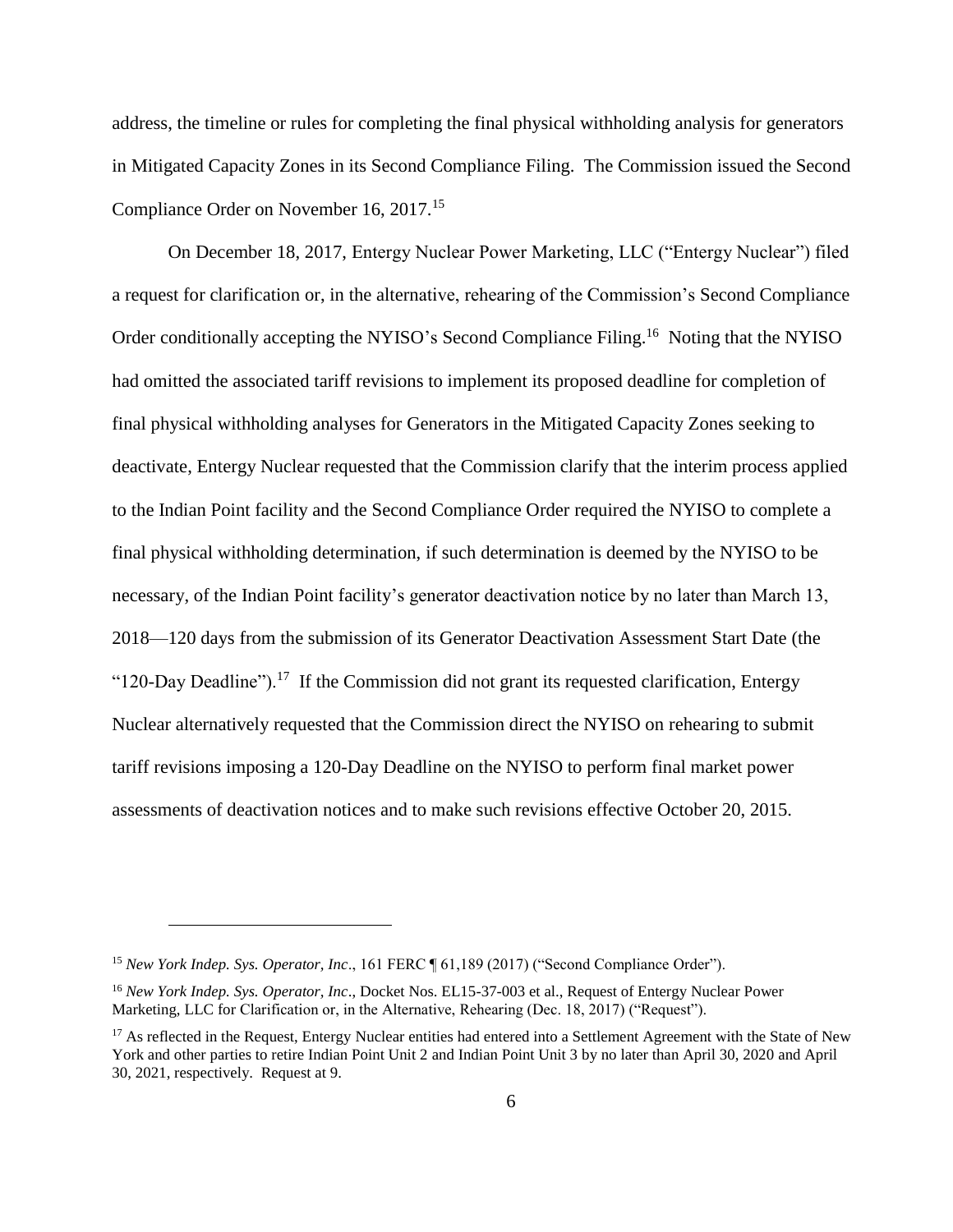address, the timeline or rules for completing the final physical withholding analysis for generators in Mitigated Capacity Zones in its Second Compliance Filing. The Commission issued the Second Compliance Order on November 16, 2017.[15]

On December 18, 2017, Entergy Nuclear Power Marketing, LLC ("Entergy Nuclear") filed a request for clarification or, in the alternative, rehearing of the Commission's Second Compliance Order conditionally accepting the NYISO's Second Compliance Filing.[16] Noting that the NYISO had omitted the associated tariff revisions to implement its proposed deadline for completion of final physical withholding analyses for Generators in the Mitigated Capacity Zones seeking to deactivate, Entergy Nuclear requested that the Commission clarify that the interim process applied to the Indian Point facility and the Second Compliance Order required the NYISO to complete a final physical withholding determination, if such determination is deemed by the NYISO to be necessary, of the Indian Point facility's generator deactivation notice by no later than March 13, 2018—120 days from the submission of its Generator Deactivation Assessment Start Date (the "120-Day Deadline").[17] If the Commission did not grant its requested clarification, Entergy Nuclear alternatively requested that the Commission direct the NYISO on rehearing to submit tariff revisions imposing a 120-Day Deadline on the NYISO to perform final market power assessments of deactivation notices and to make such revisions effective October 20, 2015.

---

[15] *New York Indep. Sys. Operator, Inc*., 161 FERC ¶ 61,189 (2017) ("Second Compliance Order").

[16] *New York Indep. Sys. Operator, Inc*., Docket Nos. EL15-37-003 et al., Request of Entergy Nuclear Power Marketing, LLC for Clarification or, in the Alternative, Rehearing (Dec. 18, 2017) ("Request").

[17] As reflected in the Request, Entergy Nuclear entities had entered into a Settlement Agreement with the State of New York and other parties to retire Indian Point Unit 2 and Indian Point Unit 3 by no later than April 30, 2020 and April 30, 2021, respectively. Request at 9.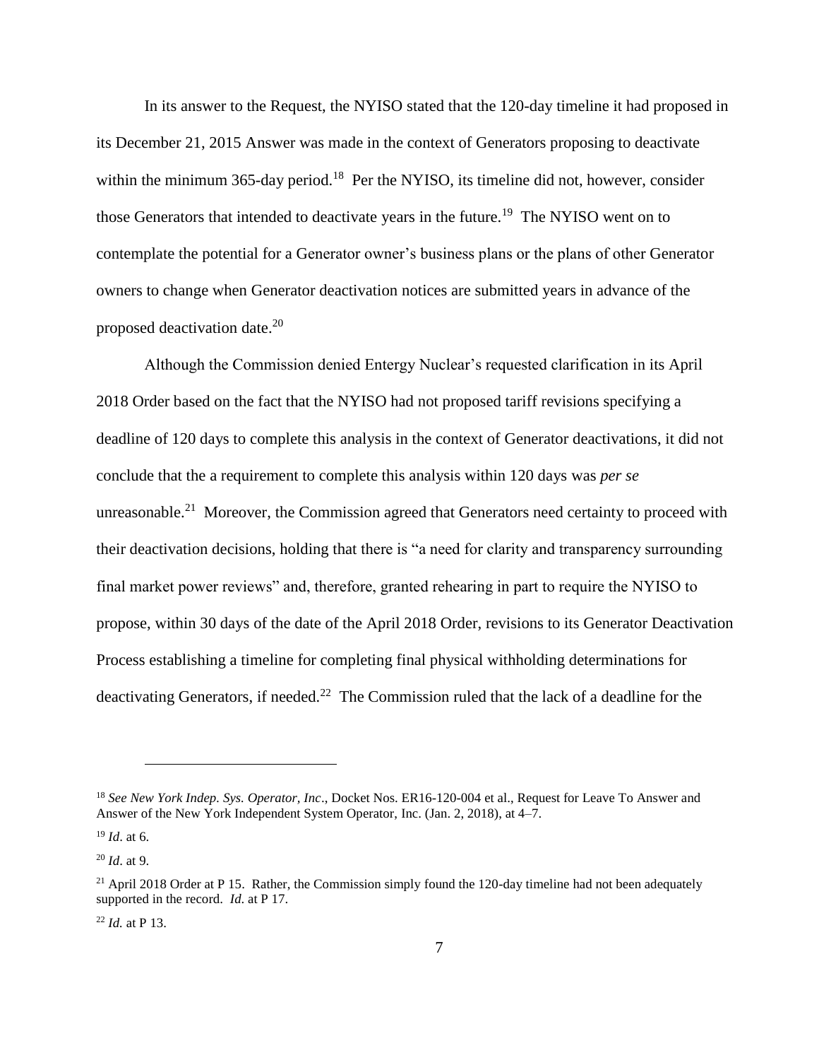In its answer to the Request, the NYISO stated that the 120-day timeline it had proposed in its December 21, 2015 Answer was made in the context of Generators proposing to deactivate within the minimum 365-day period.[18] Per the NYISO, its timeline did not, however, consider those Generators that intended to deactivate years in the future.[19] The NYISO went on to contemplate the potential for a Generator owner's business plans or the plans of other Generator owners to change when Generator deactivation notices are submitted years in advance of the proposed deactivation date.[20]

Although the Commission denied Entergy Nuclear's requested clarification in its April 2018 Order based on the fact that the NYISO had not proposed tariff revisions specifying a deadline of 120 days to complete this analysis in the context of Generator deactivations, it did not conclude that the a requirement to complete this analysis within 120 days was *per se* unreasonable.[21] Moreover, the Commission agreed that Generators need certainty to proceed with their deactivation decisions, holding that there is "a need for clarity and transparency surrounding final market power reviews" and, therefore, granted rehearing in part to require the NYISO to propose, within 30 days of the date of the April 2018 Order, revisions to its Generator Deactivation Process establishing a timeline for completing final physical withholding determinations for deactivating Generators, if needed.[22] The Commission ruled that the lack of a deadline for the

---

[18] *See New York Indep. Sys. Operator, Inc*., Docket Nos. ER16-120-004 et al., Request for Leave To Answer and Answer of the New York Independent System Operator, Inc. (Jan. 2, 2018), at 4–7.

[19] *Id*. at 6.

[20] *Id*. at 9.

[21] April 2018 Order at P 15. Rather, the Commission simply found the 120-day timeline had not been adequately supported in the record. *Id*. at P 17.

[22] *Id.* at P 13.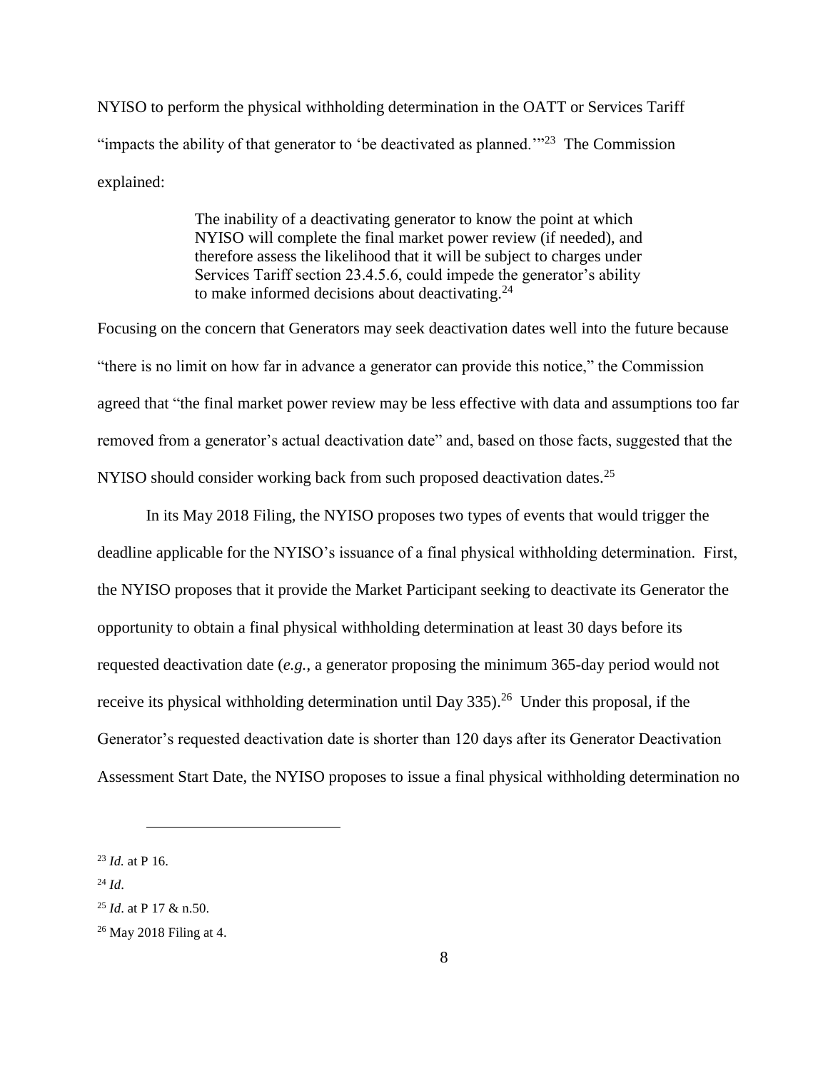NYISO to perform the physical withholding determination in the OATT or Services Tariff "impacts the ability of that generator to 'be deactivated as planned.'"[23] The Commission explained:

> The inability of a deactivating generator to know the point at which NYISO will complete the final market power review (if needed), and therefore assess the likelihood that it will be subject to charges under Services Tariff section 23.4.5.6, could impede the generator's ability to make informed decisions about deactivating.[24]

Focusing on the concern that Generators may seek deactivation dates well into the future because "there is no limit on how far in advance a generator can provide this notice," the Commission agreed that "the final market power review may be less effective with data and assumptions too far removed from a generator's actual deactivation date" and, based on those facts, suggested that the NYISO should consider working back from such proposed deactivation dates.[25]

In its May 2018 Filing, the NYISO proposes two types of events that would trigger the deadline applicable for the NYISO's issuance of a final physical withholding determination. First, the NYISO proposes that it provide the Market Participant seeking to deactivate its Generator the opportunity to obtain a final physical withholding determination at least 30 days before its requested deactivation date (*e.g.*, a generator proposing the minimum 365-day period would not receive its physical withholding determination until Day 335).[26] Under this proposal, if the Generator's requested deactivation date is shorter than 120 days after its Generator Deactivation Assessment Start Date, the NYISO proposes to issue a final physical withholding determination no

---

[23] *Id.* at P 16.

[24] *Id*.

[25] *Id*. at P 17 & n.50.

[26] May 2018 Filing at 4.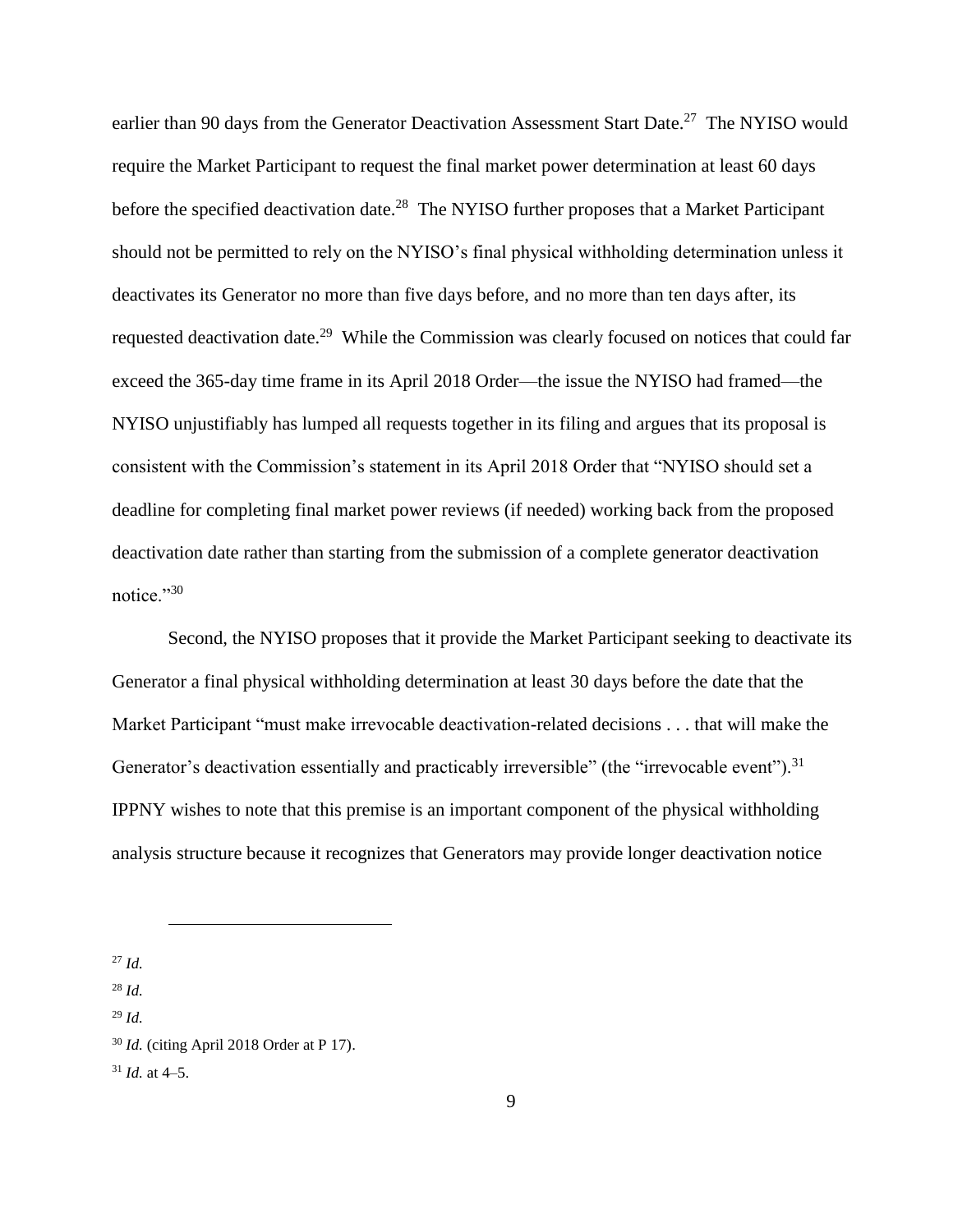earlier than 90 days from the Generator Deactivation Assessment Start Date.[27] The NYISO would require the Market Participant to request the final market power determination at least 60 days before the specified deactivation date.[28] The NYISO further proposes that a Market Participant should not be permitted to rely on the NYISO's final physical withholding determination unless it deactivates its Generator no more than five days before, and no more than ten days after, its requested deactivation date.[29] While the Commission was clearly focused on notices that could far exceed the 365-day time frame in its April 2018 Order—the issue the NYISO had framed—the NYISO unjustifiably has lumped all requests together in its filing and argues that its proposal is consistent with the Commission's statement in its April 2018 Order that "NYISO should set a deadline for completing final market power reviews (if needed) working back from the proposed deactivation date rather than starting from the submission of a complete generator deactivation notice."[30]

Second, the NYISO proposes that it provide the Market Participant seeking to deactivate its Generator a final physical withholding determination at least 30 days before the date that the Market Participant "must make irrevocable deactivation-related decisions . . . that will make the Generator's deactivation essentially and practicably irreversible" (the "irrevocable event").[31] IPPNY wishes to note that this premise is an important component of the physical withholding analysis structure because it recognizes that Generators may provide longer deactivation notice

---

[27] *Id.*

[28] *Id.*

[29] *Id.*

[30] *Id.* (citing April 2018 Order at P 17).

[31] *Id.* at 4–5.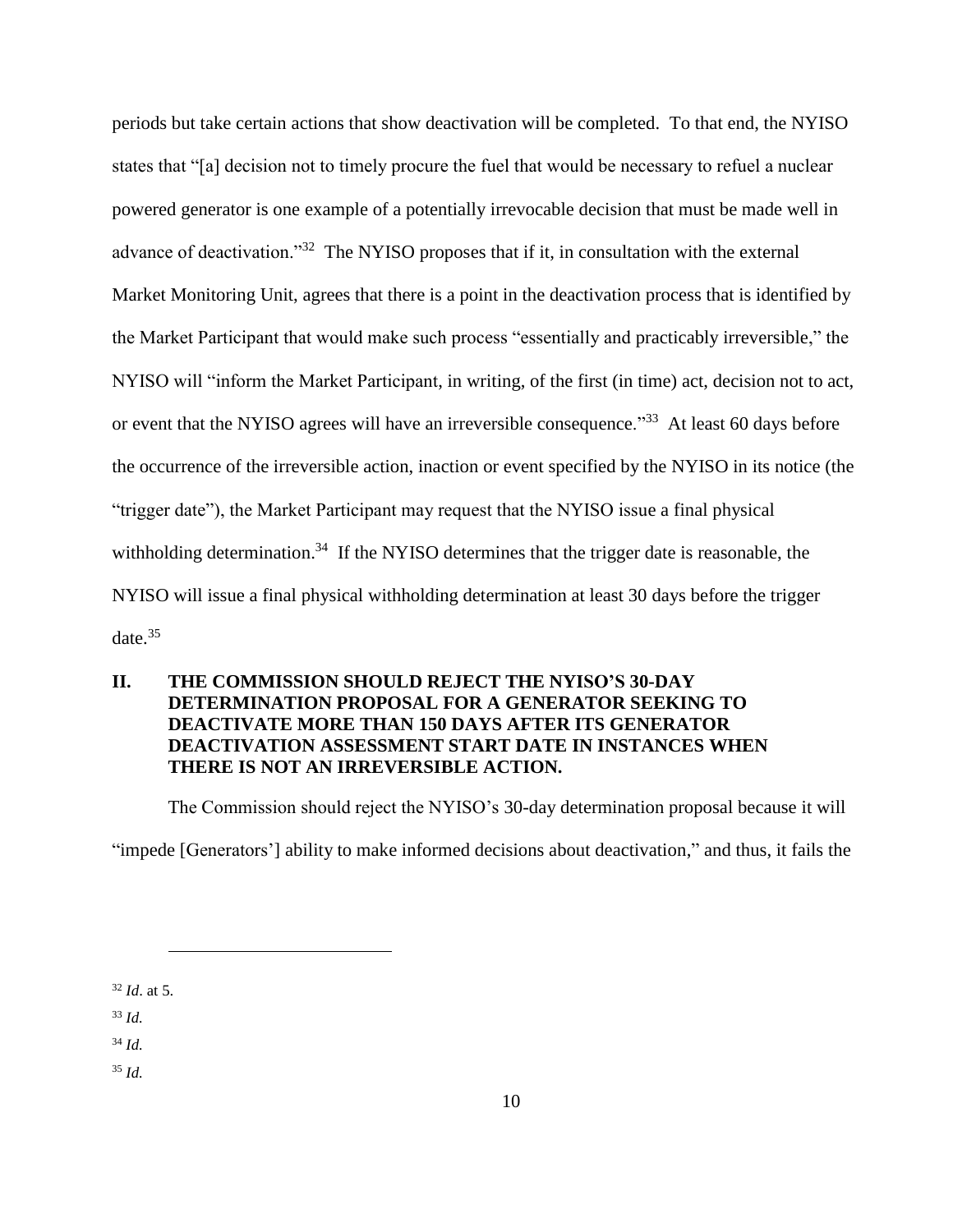periods but take certain actions that show deactivation will be completed. To that end, the NYISO states that "[a] decision not to timely procure the fuel that would be necessary to refuel a nuclear powered generator is one example of a potentially irrevocable decision that must be made well in advance of deactivation."[32] The NYISO proposes that if it, in consultation with the external Market Monitoring Unit, agrees that there is a point in the deactivation process that is identified by the Market Participant that would make such process "essentially and practicably irreversible," the NYISO will "inform the Market Participant, in writing, of the first (in time) act, decision not to act, or event that the NYISO agrees will have an irreversible consequence."[33] At least 60 days before the occurrence of the irreversible action, inaction or event specified by the NYISO in its notice (the "trigger date"), the Market Participant may request that the NYISO issue a final physical withholding determination.[34] If the NYISO determines that the trigger date is reasonable, the NYISO will issue a final physical withholding determination at least 30 days before the trigger date.[35]

## II. THE COMMISSION SHOULD REJECT THE NYISO'S 30-DAY DETERMINATION PROPOSAL FOR A GENERATOR SEEKING TO DEACTIVATE MORE THAN 150 DAYS AFTER ITS GENERATOR DEACTIVATION ASSESSMENT START DATE IN INSTANCES WHEN THERE IS NOT AN IRREVERSIBLE ACTION.

The Commission should reject the NYISO's 30-day determination proposal because it will "impede [Generators'] ability to make informed decisions about deactivation," and thus, it fails the

---

[32] *Id*. at 5.

[33] *Id.*

[34] *Id.*

[35] *Id.*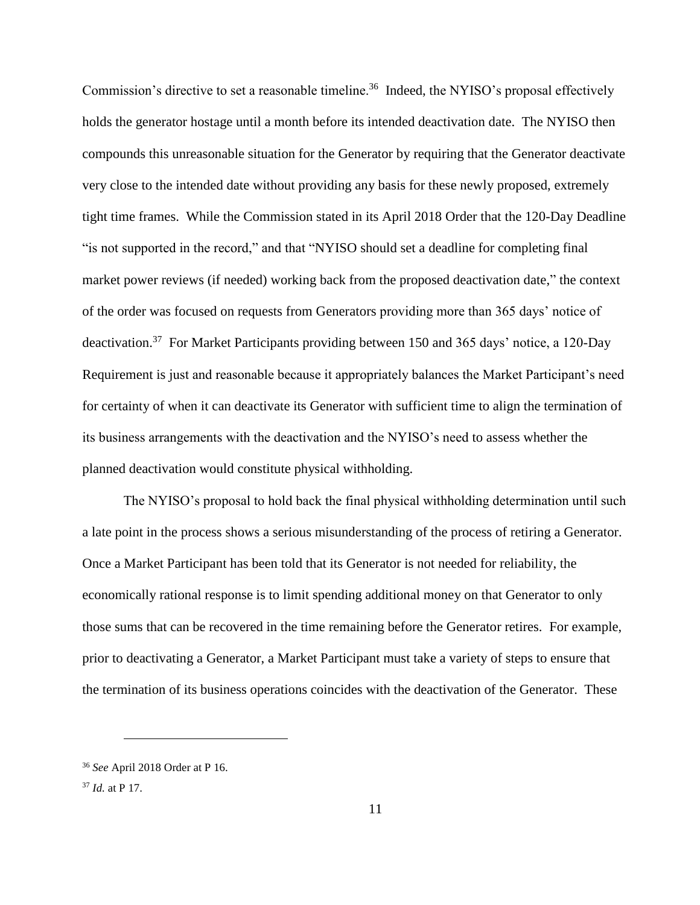Commission's directive to set a reasonable timeline.[36] Indeed, the NYISO's proposal effectively holds the generator hostage until a month before its intended deactivation date. The NYISO then compounds this unreasonable situation for the Generator by requiring that the Generator deactivate very close to the intended date without providing any basis for these newly proposed, extremely tight time frames. While the Commission stated in its April 2018 Order that the 120-Day Deadline "is not supported in the record," and that "NYISO should set a deadline for completing final market power reviews (if needed) working back from the proposed deactivation date," the context of the order was focused on requests from Generators providing more than 365 days' notice of deactivation.[37] For Market Participants providing between 150 and 365 days' notice, a 120-Day Requirement is just and reasonable because it appropriately balances the Market Participant's need for certainty of when it can deactivate its Generator with sufficient time to align the termination of its business arrangements with the deactivation and the NYISO's need to assess whether the planned deactivation would constitute physical withholding.

The NYISO's proposal to hold back the final physical withholding determination until such a late point in the process shows a serious misunderstanding of the process of retiring a Generator. Once a Market Participant has been told that its Generator is not needed for reliability, the economically rational response is to limit spending additional money on that Generator to only those sums that can be recovered in the time remaining before the Generator retires. For example, prior to deactivating a Generator, a Market Participant must take a variety of steps to ensure that the termination of its business operations coincides with the deactivation of the Generator. These

---

[36] *See* April 2018 Order at P 16.

[37] *Id.* at P 17.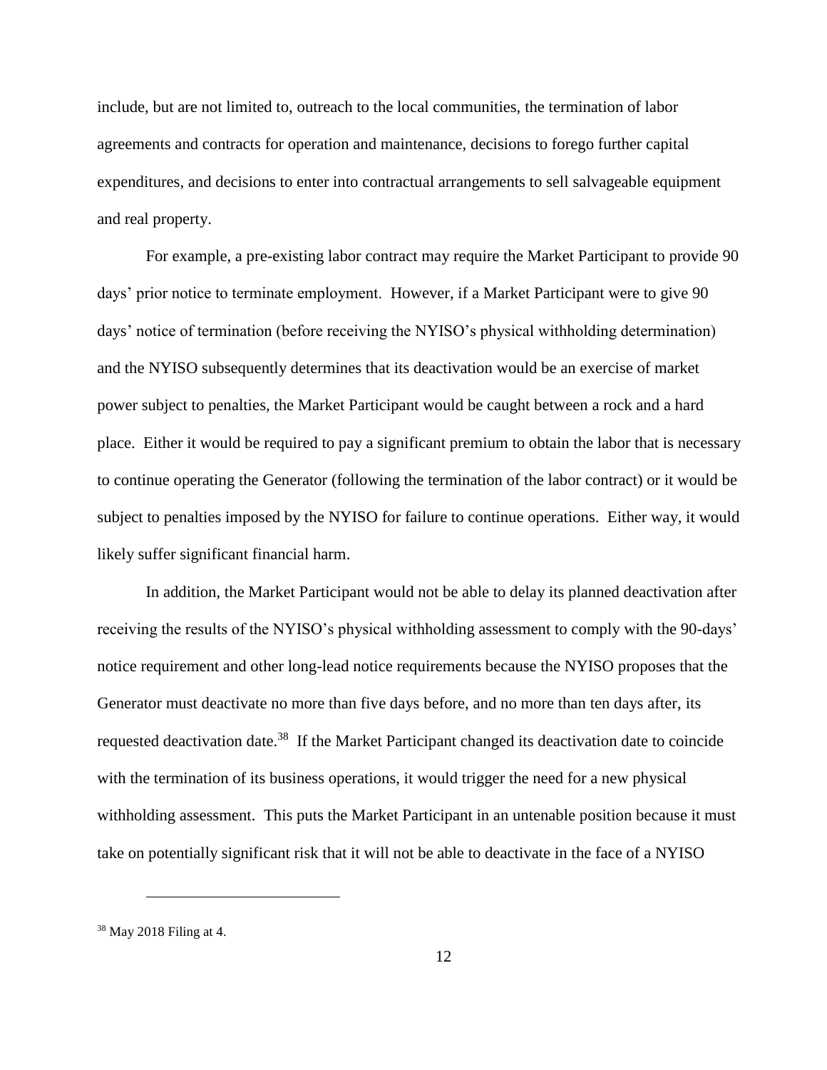include, but are not limited to, outreach to the local communities, the termination of labor agreements and contracts for operation and maintenance, decisions to forego further capital expenditures, and decisions to enter into contractual arrangements to sell salvageable equipment and real property.

For example, a pre-existing labor contract may require the Market Participant to provide 90 days' prior notice to terminate employment. However, if a Market Participant were to give 90 days' notice of termination (before receiving the NYISO's physical withholding determination) and the NYISO subsequently determines that its deactivation would be an exercise of market power subject to penalties, the Market Participant would be caught between a rock and a hard place. Either it would be required to pay a significant premium to obtain the labor that is necessary to continue operating the Generator (following the termination of the labor contract) or it would be subject to penalties imposed by the NYISO for failure to continue operations. Either way, it would likely suffer significant financial harm.

In addition, the Market Participant would not be able to delay its planned deactivation after receiving the results of the NYISO's physical withholding assessment to comply with the 90-days' notice requirement and other long-lead notice requirements because the NYISO proposes that the Generator must deactivate no more than five days before, and no more than ten days after, its requested deactivation date.[38] If the Market Participant changed its deactivation date to coincide with the termination of its business operations, it would trigger the need for a new physical withholding assessment. This puts the Market Participant in an untenable position because it must take on potentially significant risk that it will not be able to deactivate in the face of a NYISO

---

[38] May 2018 Filing at 4.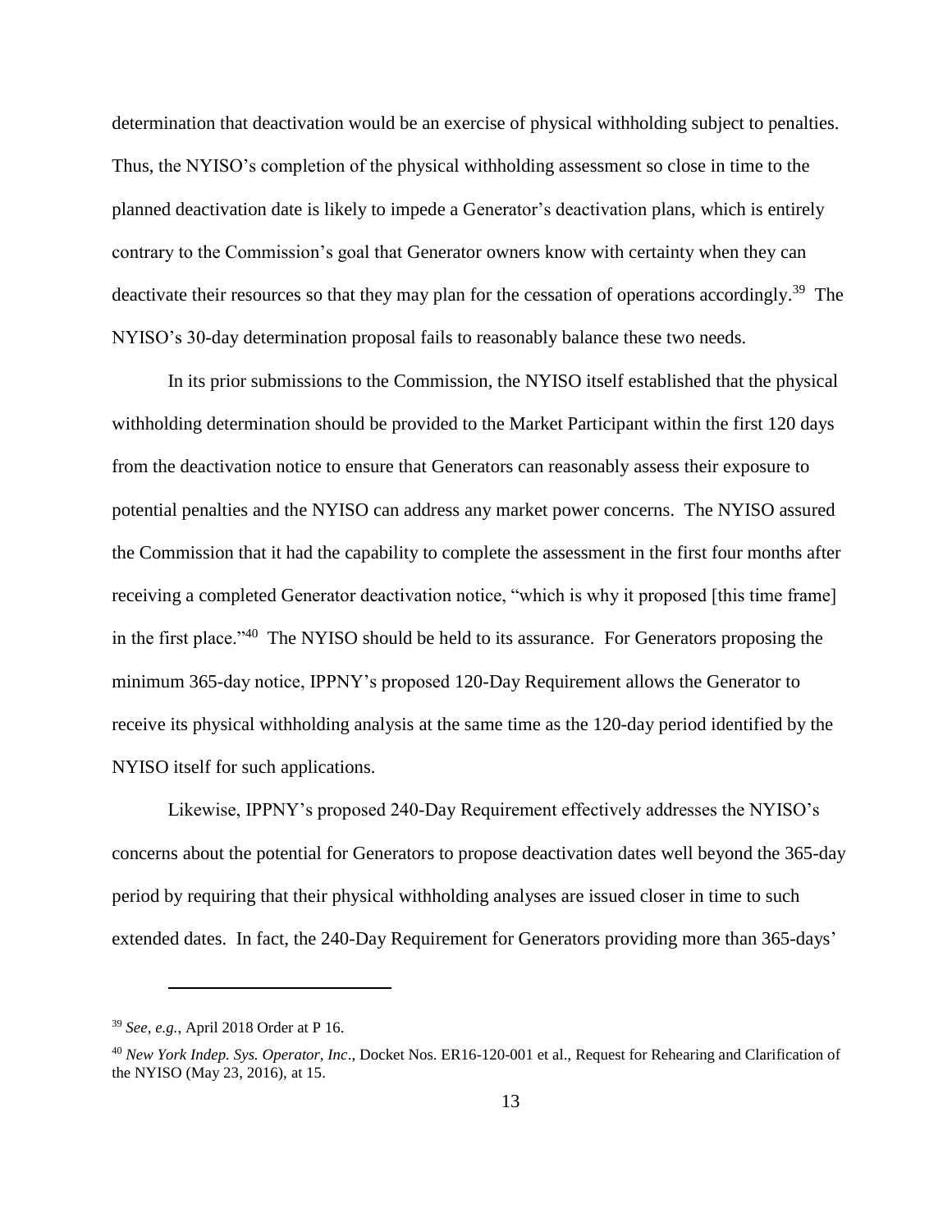determination that deactivation would be an exercise of physical withholding subject to penalties. Thus, the NYISO's completion of the physical withholding assessment so close in time to the planned deactivation date is likely to impede a Generator's deactivation plans, which is entirely contrary to the Commission's goal that Generator owners know with certainty when they can deactivate their resources so that they may plan for the cessation of operations accordingly.[39] The NYISO's 30-day determination proposal fails to reasonably balance these two needs.

In its prior submissions to the Commission, the NYISO itself established that the physical withholding determination should be provided to the Market Participant within the first 120 days from the deactivation notice to ensure that Generators can reasonably assess their exposure to potential penalties and the NYISO can address any market power concerns. The NYISO assured the Commission that it had the capability to complete the assessment in the first four months after receiving a completed Generator deactivation notice, "which is why it proposed [this time frame] in the first place."[40] The NYISO should be held to its assurance. For Generators proposing the minimum 365-day notice, IPPNY's proposed 120-Day Requirement allows the Generator to receive its physical withholding analysis at the same time as the 120-day period identified by the NYISO itself for such applications.

Likewise, IPPNY's proposed 240-Day Requirement effectively addresses the NYISO's concerns about the potential for Generators to propose deactivation dates well beyond the 365-day period by requiring that their physical withholding analyses are issued closer in time to such extended dates. In fact, the 240-Day Requirement for Generators providing more than 365-days'

---

[39] *See, e.g.,* April 2018 Order at P 16.

[40] *New York Indep. Sys. Operator, Inc*., Docket Nos. ER16-120-001 et al., Request for Rehearing and Clarification of the NYISO (May 23, 2016), at 15.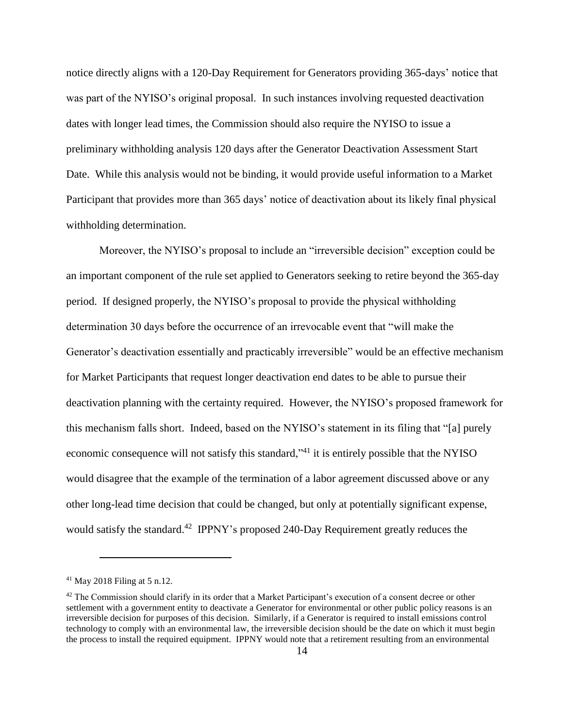notice directly aligns with a 120-Day Requirement for Generators providing 365-days' notice that was part of the NYISO's original proposal. In such instances involving requested deactivation dates with longer lead times, the Commission should also require the NYISO to issue a preliminary withholding analysis 120 days after the Generator Deactivation Assessment Start Date. While this analysis would not be binding, it would provide useful information to a Market Participant that provides more than 365 days' notice of deactivation about its likely final physical withholding determination.

Moreover, the NYISO's proposal to include an "irreversible decision" exception could be an important component of the rule set applied to Generators seeking to retire beyond the 365-day period. If designed properly, the NYISO's proposal to provide the physical withholding determination 30 days before the occurrence of an irrevocable event that "will make the Generator's deactivation essentially and practicably irreversible" would be an effective mechanism for Market Participants that request longer deactivation end dates to be able to pursue their deactivation planning with the certainty required. However, the NYISO's proposed framework for this mechanism falls short. Indeed, based on the NYISO's statement in its filing that "[a] purely economic consequence will not satisfy this standard,"[41] it is entirely possible that the NYISO would disagree that the example of the termination of a labor agreement discussed above or any other long-lead time decision that could be changed, but only at potentially significant expense, would satisfy the standard.[42] IPPNY's proposed 240-Day Requirement greatly reduces the

---

[41] May 2018 Filing at 5 n.12.

[42] The Commission should clarify in its order that a Market Participant's execution of a consent decree or other settlement with a government entity to deactivate a Generator for environmental or other public policy reasons is an irreversible decision for purposes of this decision. Similarly, if a Generator is required to install emissions control technology to comply with an environmental law, the irreversible decision should be the date on which it must begin the process to install the required equipment. IPPNY would note that a retirement resulting from an environmental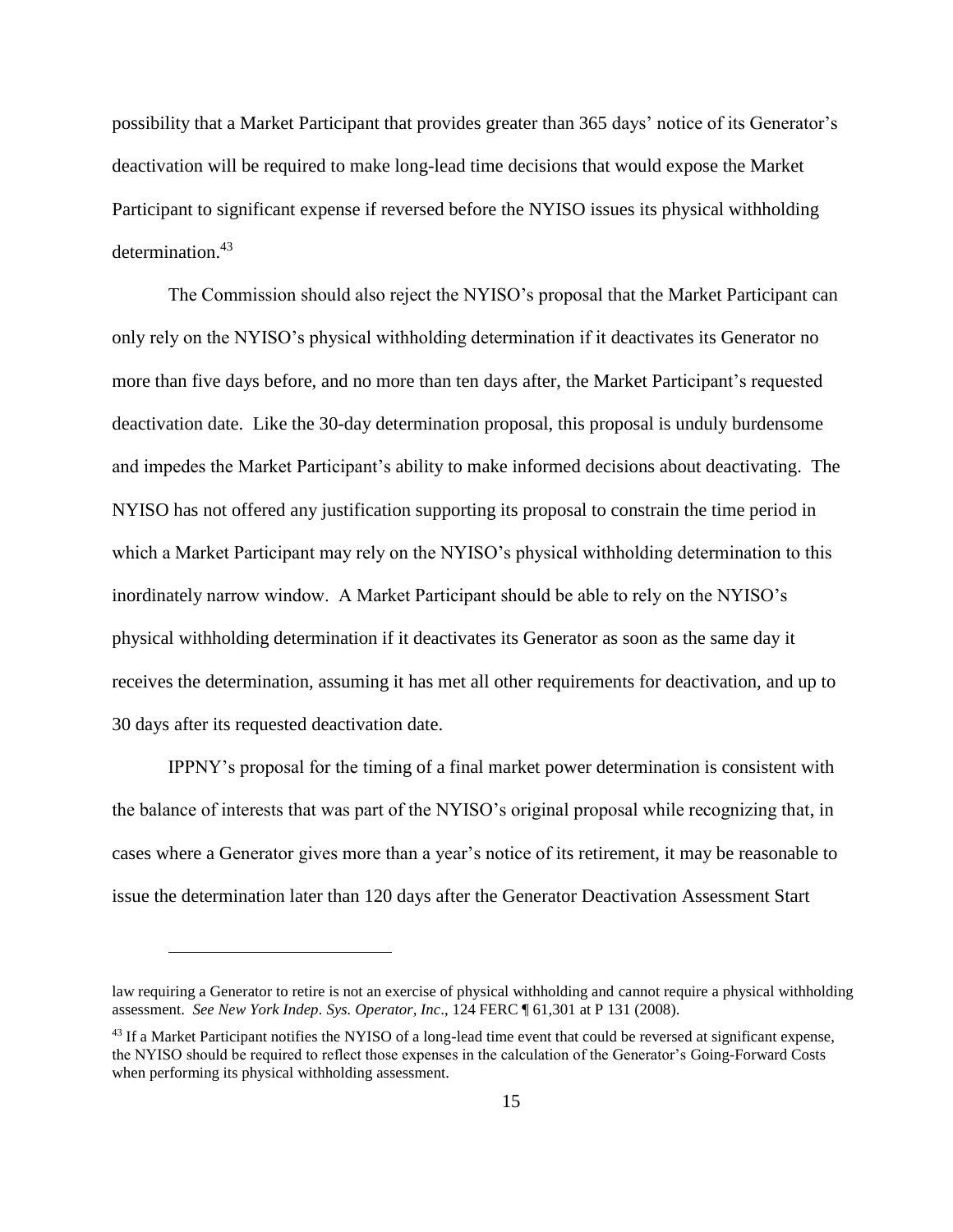possibility that a Market Participant that provides greater than 365 days' notice of its Generator's deactivation will be required to make long-lead time decisions that would expose the Market Participant to significant expense if reversed before the NYISO issues its physical withholding determination.[43]

The Commission should also reject the NYISO's proposal that the Market Participant can only rely on the NYISO's physical withholding determination if it deactivates its Generator no more than five days before, and no more than ten days after, the Market Participant's requested deactivation date. Like the 30-day determination proposal, this proposal is unduly burdensome and impedes the Market Participant's ability to make informed decisions about deactivating. The NYISO has not offered any justification supporting its proposal to constrain the time period in which a Market Participant may rely on the NYISO's physical withholding determination to this inordinately narrow window. A Market Participant should be able to rely on the NYISO's physical withholding determination if it deactivates its Generator as soon as the same day it receives the determination, assuming it has met all other requirements for deactivation, and up to 30 days after its requested deactivation date.

IPPNY's proposal for the timing of a final market power determination is consistent with the balance of interests that was part of the NYISO's original proposal while recognizing that, in cases where a Generator gives more than a year's notice of its retirement, it may be reasonable to issue the determination later than 120 days after the Generator Deactivation Assessment Start

---

law requiring a Generator to retire is not an exercise of physical withholding and cannot require a physical withholding assessment. *See New York Indep. Sys. Operator, Inc*., 124 FERC ¶ 61,301 at P 131 (2008).

[43] If a Market Participant notifies the NYISO of a long-lead time event that could be reversed at significant expense, the NYISO should be required to reflect those expenses in the calculation of the Generator's Going-Forward Costs when performing its physical withholding assessment.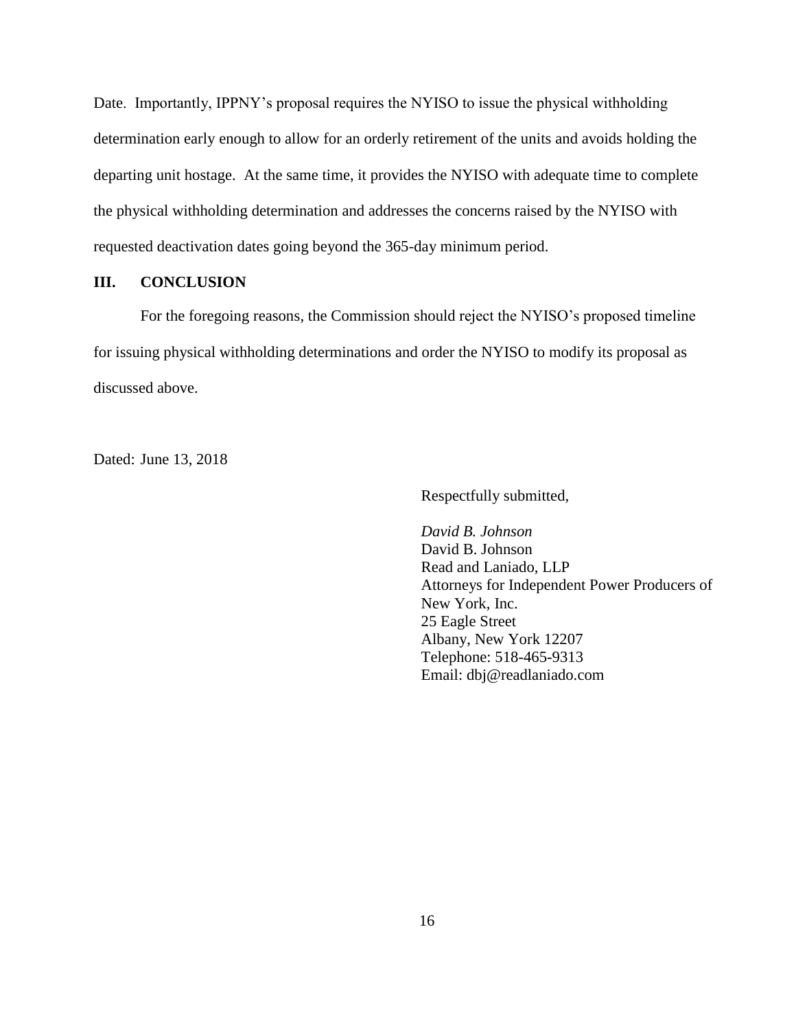Date. Importantly, IPPNY's proposal requires the NYISO to issue the physical withholding determination early enough to allow for an orderly retirement of the units and avoids holding the departing unit hostage. At the same time, it provides the NYISO with adequate time to complete the physical withholding determination and addresses the concerns raised by the NYISO with requested deactivation dates going beyond the 365-day minimum period.

## III. CONCLUSION

For the foregoing reasons, the Commission should reject the NYISO's proposed timeline for issuing physical withholding determinations and order the NYISO to modify its proposal as discussed above.

Dated: June 13, 2018

Respectfully submitted,

*David B. Johnson*
David B. Johnson
Read and Laniado, LLP
Attorneys for Independent Power Producers of New York, Inc.
25 Eagle Street
Albany, New York 12207
Telephone: 518-465-9313
Email: dbj@readlaniado.com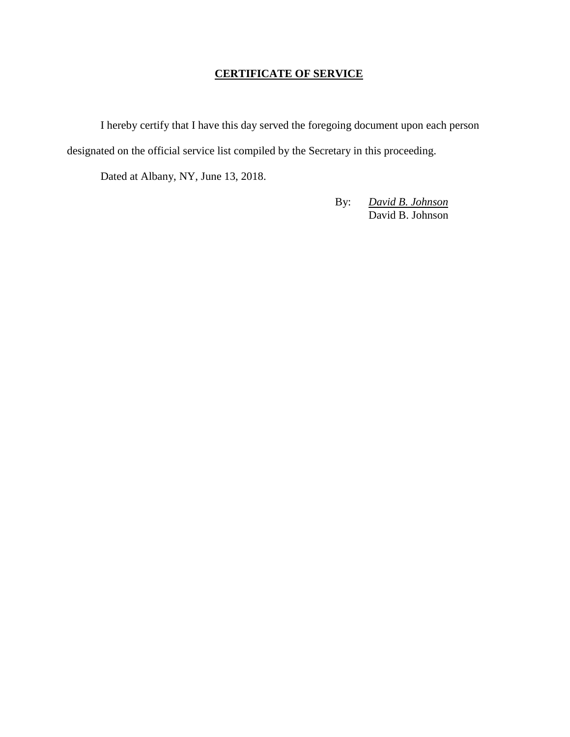## **CERTIFICATE OF SERVICE**

I hereby certify that I have this day served the foregoing document upon each person designated on the official service list compiled by the Secretary in this proceeding.

Dated at Albany, NY, June 13, 2018.

By: *David B. Johnson*
David B. Johnson